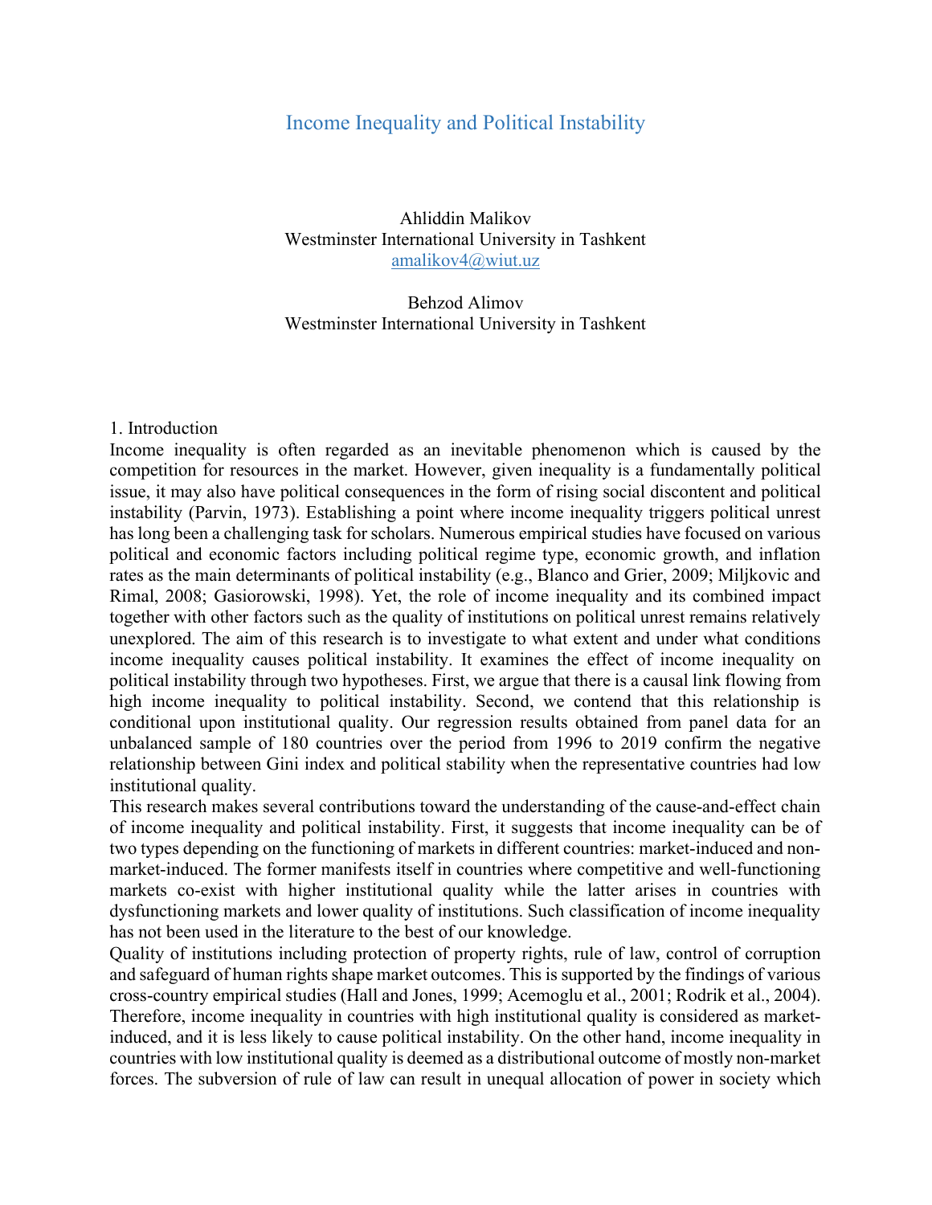# Income Inequality and Political Instability

Ahliddin Malikov
Westminster International University in Tashkent
amalikov4@wiut.uz

Behzod Alimov
Westminster International University in Tashkent

## 1. Introduction

Income inequality is often regarded as an inevitable phenomenon which is caused by the competition for resources in the market. However, given inequality is a fundamentally political issue, it may also have political consequences in the form of rising social discontent and political instability (Parvin, 1973). Establishing a point where income inequality triggers political unrest has long been a challenging task for scholars. Numerous empirical studies have focused on various political and economic factors including political regime type, economic growth, and inflation rates as the main determinants of political instability (e.g., Blanco and Grier, 2009; Miljkovic and Rimal, 2008; Gasiorowski, 1998). Yet, the role of income inequality and its combined impact together with other factors such as the quality of institutions on political unrest remains relatively unexplored. The aim of this research is to investigate to what extent and under what conditions income inequality causes political instability. It examines the effect of income inequality on political instability through two hypotheses. First, we argue that there is a causal link flowing from high income inequality to political instability. Second, we contend that this relationship is conditional upon institutional quality. Our regression results obtained from panel data for an unbalanced sample of 180 countries over the period from 1996 to 2019 confirm the negative relationship between Gini index and political stability when the representative countries had low institutional quality.

This research makes several contributions toward the understanding of the cause-and-effect chain of income inequality and political instability. First, it suggests that income inequality can be of two types depending on the functioning of markets in different countries: market-induced and non-market-induced. The former manifests itself in countries where competitive and well-functioning markets co-exist with higher institutional quality while the latter arises in countries with dysfunctioning markets and lower quality of institutions. Such classification of income inequality has not been used in the literature to the best of our knowledge.

Quality of institutions including protection of property rights, rule of law, control of corruption and safeguard of human rights shape market outcomes. This is supported by the findings of various cross-country empirical studies (Hall and Jones, 1999; Acemoglu et al., 2001; Rodrik et al., 2004). Therefore, income inequality in countries with high institutional quality is considered as market-induced, and it is less likely to cause political instability. On the other hand, income inequality in countries with low institutional quality is deemed as a distributional outcome of mostly non-market forces. The subversion of rule of law can result in unequal allocation of power in society which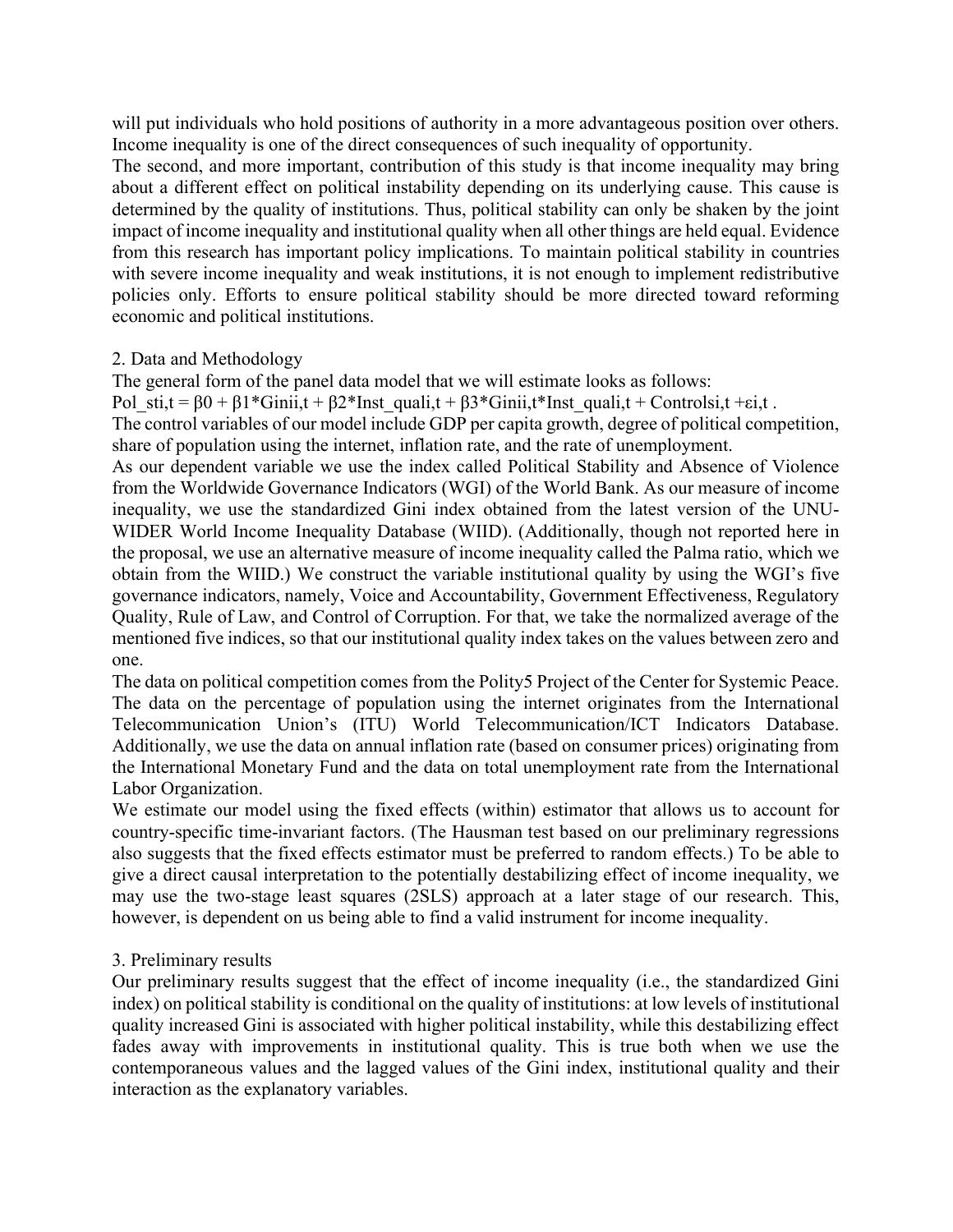will put individuals who hold positions of authority in a more advantageous position over others. Income inequality is one of the direct consequences of such inequality of opportunity.

The second, and more important, contribution of this study is that income inequality may bring about a different effect on political instability depending on its underlying cause. This cause is determined by the quality of institutions. Thus, political stability can only be shaken by the joint impact of income inequality and institutional quality when all other things are held equal. Evidence from this research has important policy implications. To maintain political stability in countries with severe income inequality and weak institutions, it is not enough to implement redistributive policies only. Efforts to ensure political stability should be more directed toward reforming economic and political institutions.

## 2. Data and Methodology

The general form of the panel data model that we will estimate looks as follows:

$$Pol\_sti_{i,t} = \beta_0 + \beta_1 * Gini_{i,t} + \beta_2 * Inst\_qual_{i,t} + \beta_3 * Gini_{i,t} * Inst\_qual_{i,t} + Controls_{i,t} + \varepsilon_{i,t} .$$

The control variables of our model include GDP per capita growth, degree of political competition, share of population using the internet, inflation rate, and the rate of unemployment.

As our dependent variable we use the index called Political Stability and Absence of Violence from the Worldwide Governance Indicators (WGI) of the World Bank. As our measure of income inequality, we use the standardized Gini index obtained from the latest version of the UNU-WIDER World Income Inequality Database (WIID). (Additionally, though not reported here in the proposal, we use an alternative measure of income inequality called the Palma ratio, which we obtain from the WIID.) We construct the variable institutional quality by using the WGI's five governance indicators, namely, Voice and Accountability, Government Effectiveness, Regulatory Quality, Rule of Law, and Control of Corruption. For that, we take the normalized average of the mentioned five indices, so that our institutional quality index takes on the values between zero and one.

The data on political competition comes from the Polity5 Project of the Center for Systemic Peace. The data on the percentage of population using the internet originates from the International Telecommunication Union's (ITU) World Telecommunication/ICT Indicators Database. Additionally, we use the data on annual inflation rate (based on consumer prices) originating from the International Monetary Fund and the data on total unemployment rate from the International Labor Organization.

We estimate our model using the fixed effects (within) estimator that allows us to account for country-specific time-invariant factors. (The Hausman test based on our preliminary regressions also suggests that the fixed effects estimator must be preferred to random effects.) To be able to give a direct causal interpretation to the potentially destabilizing effect of income inequality, we may use the two-stage least squares (2SLS) approach at a later stage of our research. This, however, is dependent on us being able to find a valid instrument for income inequality.

## 3. Preliminary results

Our preliminary results suggest that the effect of income inequality (i.e., the standardized Gini index) on political stability is conditional on the quality of institutions: at low levels of institutional quality increased Gini is associated with higher political instability, while this destabilizing effect fades away with improvements in institutional quality. This is true both when we use the contemporaneous values and the lagged values of the Gini index, institutional quality and their interaction as the explanatory variables.